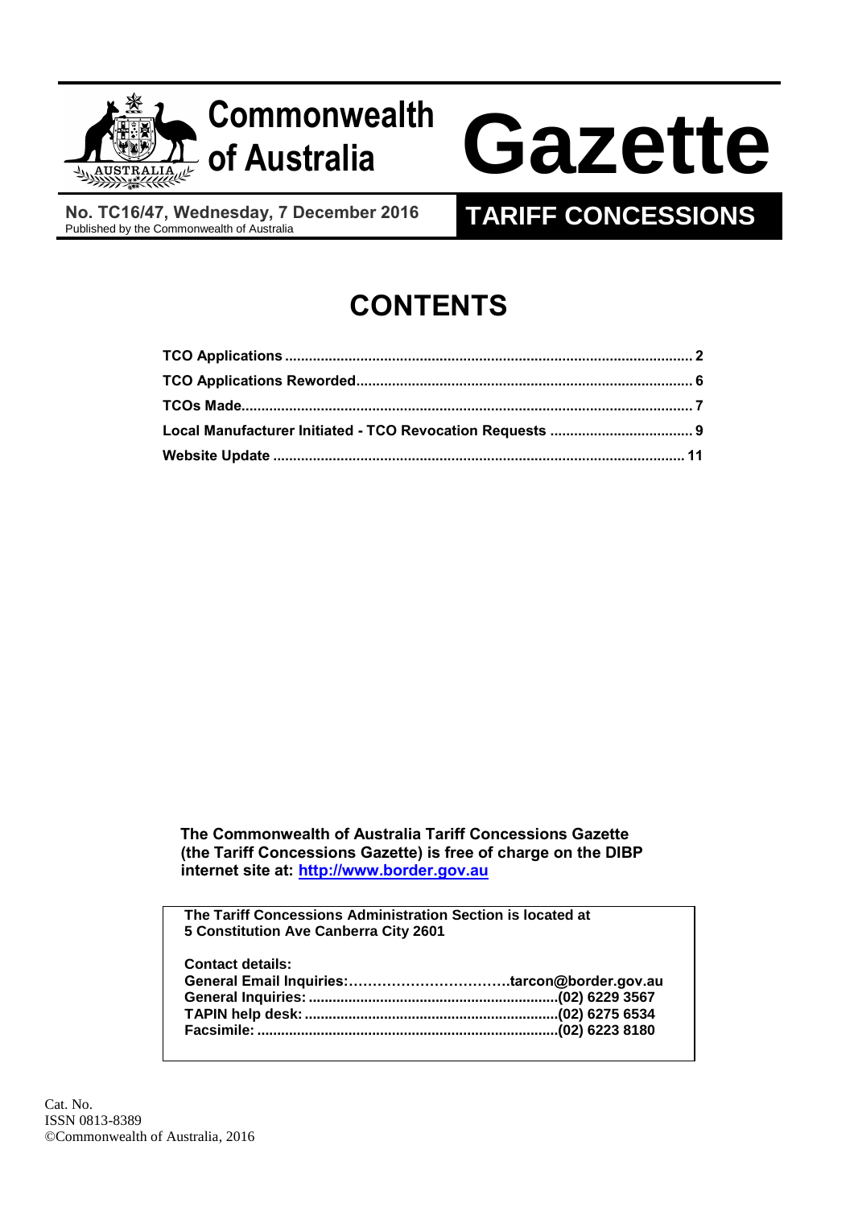# Commonwealth of Australia Gazette

**No. TC16/47, Wednesday, 7 December 2016**
Published by the Commonwealth of Australia

## TARIFF CONCESSIONS

# CONTENTS

**TCO Applications** .......... 2
**TCO Applications Reworded** .......... 6
**TCOs Made** .......... 7
**Local Manufacturer Initiated - TCO Revocation Requests** .......... 9
**Website Update** .......... 11

**The Commonwealth of Australia Tariff Concessions Gazette (the Tariff Concessions Gazette) is free of charge on the DIBP internet site at: [http://www.border.gov.au](http://www.border.gov.au)**

**The Tariff Concessions Administration Section is located at**
**5 Constitution Ave Canberra City 2601**

**Contact details:**
**General Email Inquiries:** .......... **tarcon@border.gov.au**
**General Inquiries:** .......... **(02) 6229 3567**
**TAPIN help desk:** .......... **(02) 6275 6534**
**Facsimile:** .......... **(02) 6223 8180**

Cat. No.
ISSN 0813-8389
©Commonwealth of Australia, 2016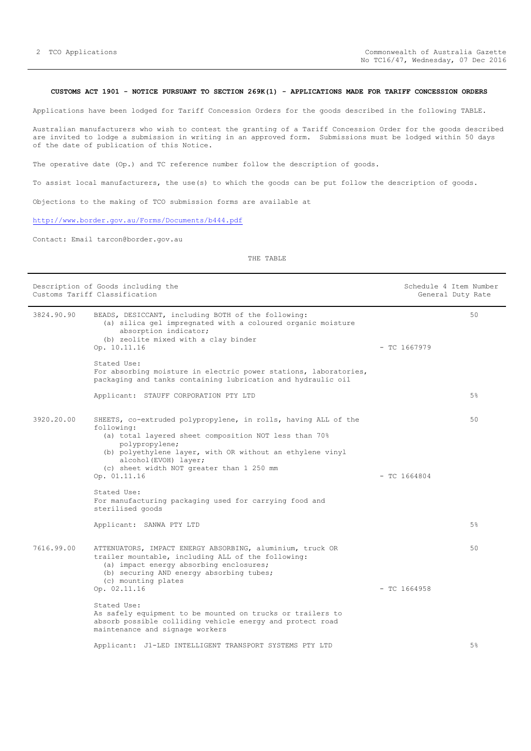**CUSTOMS ACT 1901 - NOTICE PURSUANT TO SECTION 269K(1) - APPLICATIONS MADE FOR TARIFF CONCESSION ORDERS**

Applications have been lodged for Tariff Concession Orders for the goods described in the following TABLE.

Australian manufacturers who wish to contest the granting of a Tariff Concession Order for the goods described are invited to lodge a submission in writing in an approved form. Submissions must be lodged within 50 days of the date of publication of this Notice.

The operative date (Op.) and TC reference number follow the description of goods.

To assist local manufacturers, the use(s) to which the goods can be put follow the description of goods.

Objections to the making of TCO submission forms are available at

http://www.border.gov.au/Forms/Documents/b444.pdf

Contact: Email tarcon@border.gov.au

THE TABLE

| Description of Goods including the Customs Tariff Classification | | | Schedule 4 Item Number General Duty Rate |
|---|---|---|---|
| 3824.90.90 | BEADS, DESICCANT, including BOTH of the following:<br>(a) silica gel impregnated with a coloured organic moisture absorption indicator;<br>(b) zeolite mixed with a clay binder<br>Op. 10.11.16<br><br>Stated Use:<br>For absorbing moisture in electric power stations, laboratories, packaging and tanks containing lubrication and hydraulic oil<br><br>Applicant: STAUFF CORPORATION PTY LTD | - TC 1667979 | 50<br><br>5% |
| 3920.20.00 | SHEETS, co-extruded polypropylene, in rolls, having ALL of the following:<br>(a) total layered sheet composition NOT less than 70% polypropylene;<br>(b) polyethylene layer, with OR without an ethylene vinyl alcohol(EVOH) layer;<br>(c) sheet width NOT greater than 1 250 mm<br>Op. 01.11.16<br><br>Stated Use:<br>For manufacturing packaging used for carrying food and sterilised goods<br><br>Applicant: SANWA PTY LTD | - TC 1664804 | 50<br><br>5% |
| 7616.99.00 | ATTENUATORS, IMPACT ENERGY ABSORBING, aluminium, truck OR trailer mountable, including ALL of the following:<br>(a) impact energy absorbing enclosures;<br>(b) securing AND energy absorbing tubes;<br>(c) mounting plates<br>Op. 02.11.16<br><br>Stated Use:<br>As safely equipment to be mounted on trucks or trailers to absorb possible colliding vehicle energy and protect road maintenance and signage workers<br><br>Applicant: J1-LED INTELLIGENT TRANSPORT SYSTEMS PTY LTD | - TC 1664958 | 50<br><br>5% |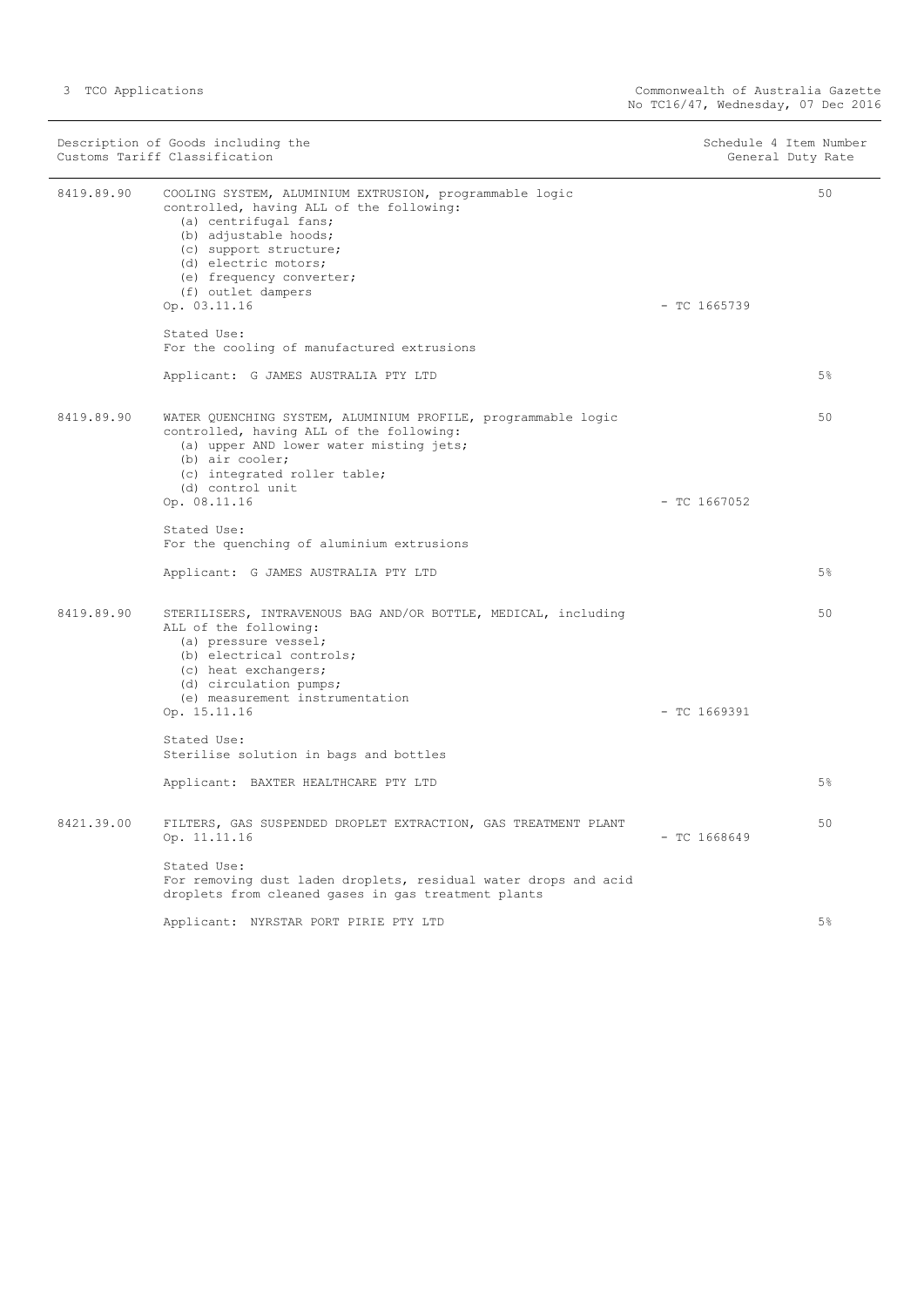| Description of Goods including the Customs Tariff Classification | | Schedule 4 Item Number | General Duty Rate |
|---|---|---|---|
| 8419.89.90 | COOLING SYSTEM, ALUMINIUM EXTRUSION, programmable logic controlled, having ALL of the following:<br>(a) centrifugal fans;<br>(b) adjustable hoods;<br>(c) support structure;<br>(d) electric motors;<br>(e) frequency converter;<br>(f) outlet dampers<br>Op. 03.11.16<br><br>Stated Use:<br>For the cooling of manufactured extrusions<br><br>Applicant: G JAMES AUSTRALIA PTY LTD | - TC 1665739 | 50<br><br>5% |
| 8419.89.90 | WATER QUENCHING SYSTEM, ALUMINIUM PROFILE, programmable logic controlled, having ALL of the following:<br>(a) upper AND lower water misting jets;<br>(b) air cooler;<br>(c) integrated roller table;<br>(d) control unit<br>Op. 08.11.16<br><br>Stated Use:<br>For the quenching of aluminium extrusions<br><br>Applicant: G JAMES AUSTRALIA PTY LTD | - TC 1667052 | 50<br><br>5% |
| 8419.89.90 | STERILISERS, INTRAVENOUS BAG AND/OR BOTTLE, MEDICAL, including ALL of the following:<br>(a) pressure vessel;<br>(b) electrical controls;<br>(c) heat exchangers;<br>(d) circulation pumps;<br>(e) measurement instrumentation<br>Op. 15.11.16<br><br>Stated Use:<br>Sterilise solution in bags and bottles<br><br>Applicant: BAXTER HEALTHCARE PTY LTD | - TC 1669391 | 50<br><br>5% |
| 8421.39.00 | FILTERS, GAS SUSPENDED DROPLET EXTRACTION, GAS TREATMENT PLANT<br>Op. 11.11.16<br><br>Stated Use:<br>For removing dust laden droplets, residual water drops and acid droplets from cleaned gases in gas treatment plants<br><br>Applicant: NYRSTAR PORT PIRIE PTY LTD | - TC 1668649 | 50<br><br>5% |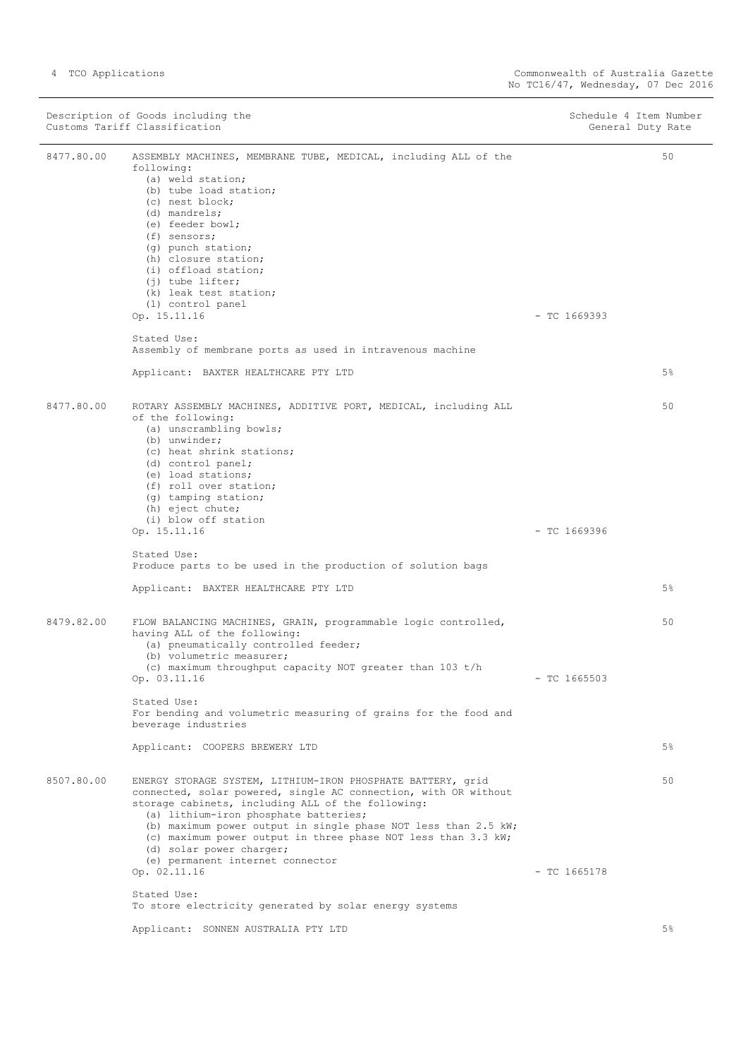| Description of Goods including the Customs Tariff Classification | | Schedule 4 Item Number General Duty Rate |
|---|---|---|

**8477.80.00** ASSEMBLY MACHINES, MEMBRANE TUBE, MEDICAL, including ALL of the following:

- (a) weld station;
- (b) tube load station;
- (c) nest block;
- (d) mandrels;
- (e) feeder bowl;
- (f) sensors;
- (g) punch station;
- (h) closure station;
- (i) offload station;
- (j) tube lifter;
- (k) leak test station;
- (l) control panel

Op. 15.11.16 - TC 1669393 — 50

Stated Use:
Assembly of membrane ports as used in intravenous machine

Applicant: BAXTER HEALTHCARE PTY LTD — 5%

**8477.80.00** ROTARY ASSEMBLY MACHINES, ADDITIVE PORT, MEDICAL, including ALL of the following:

- (a) unscrambling bowls;
- (b) unwinder;
- (c) heat shrink stations;
- (d) control panel;
- (e) load stations;
- (f) roll over station;
- (g) tamping station;
- (h) eject chute;
- (i) blow off station

Op. 15.11.16 - TC 1669396 — 50

Stated Use:
Produce parts to be used in the production of solution bags

Applicant: BAXTER HEALTHCARE PTY LTD — 5%

**8479.82.00** FLOW BALANCING MACHINES, GRAIN, programmable logic controlled, having ALL of the following:

- (a) pneumatically controlled feeder;
- (b) volumetric measurer;
- (c) maximum throughput capacity NOT greater than 103 t/h

Op. 03.11.16 - TC 1665503 — 50

Stated Use:
For bending and volumetric measuring of grains for the food and beverage industries

Applicant: COOPERS BREWERY LTD — 5%

**8507.80.00** ENERGY STORAGE SYSTEM, LITHIUM-IRON PHOSPHATE BATTERY, grid connected, solar powered, single AC connection, with OR without storage cabinets, including ALL of the following:

- (a) lithium-iron phosphate batteries;
- (b) maximum power output in single phase NOT less than 2.5 kW;
- (c) maximum power output in three phase NOT less than 3.3 kW;
- (d) solar power charger;
- (e) permanent internet connector

Op. 02.11.16 - TC 1665178 — 50

Stated Use:
To store electricity generated by solar energy systems

Applicant: SONNEN AUSTRALIA PTY LTD — 5%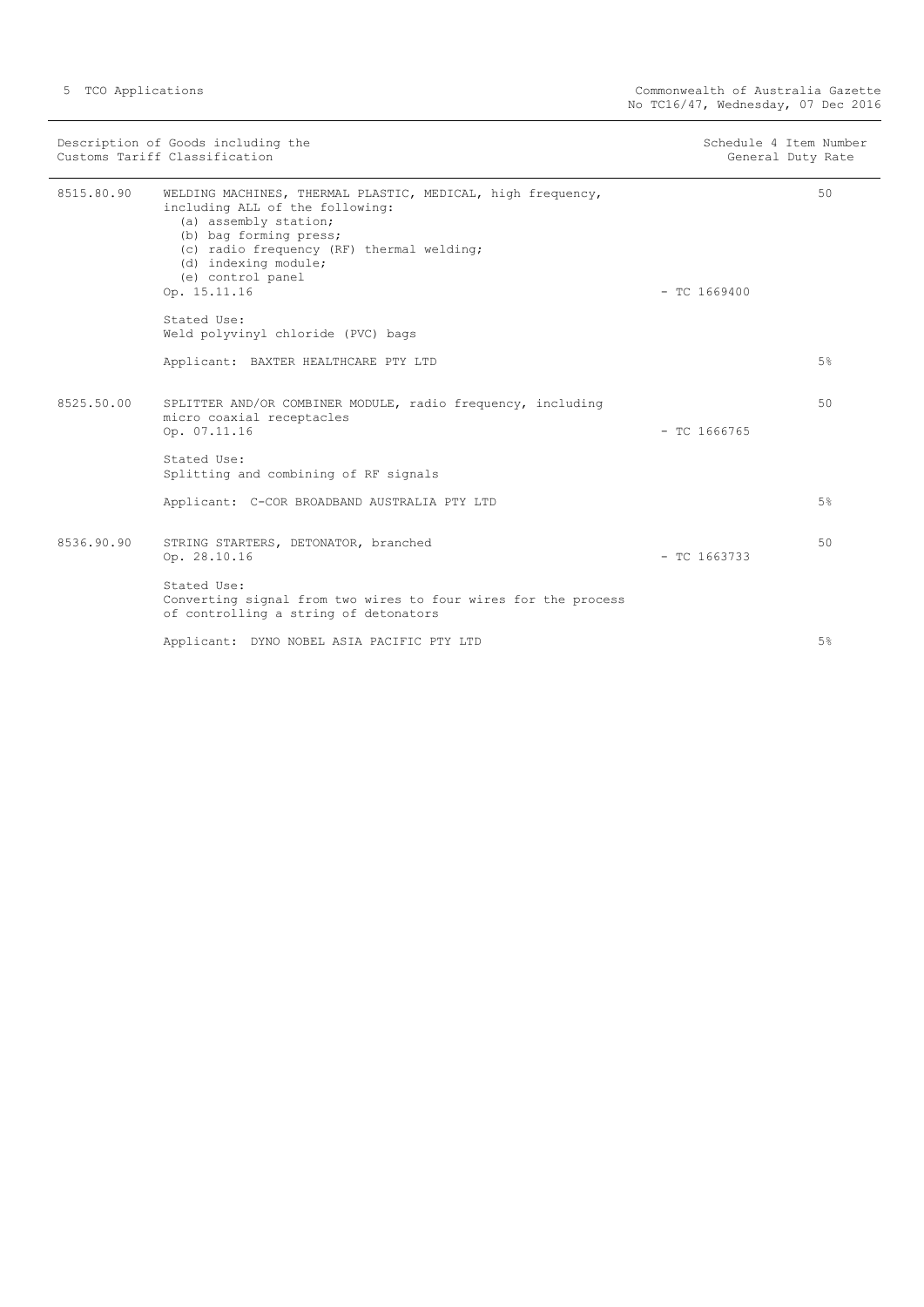| Description of Goods including the Customs Tariff Classification | | Schedule 4 Item Number | General Duty Rate |
|---|---|---|---|
| 8515.80.90 | WELDING MACHINES, THERMAL PLASTIC, MEDICAL, high frequency, including ALL of the following:<br>(a) assembly station;<br>(b) bag forming press;<br>(c) radio frequency (RF) thermal welding;<br>(d) indexing module;<br>(e) control panel<br>Op. 15.11.16<br><br>Stated Use:<br>Weld polyvinyl chloride (PVC) bags<br><br>Applicant: BAXTER HEALTHCARE PTY LTD | - TC 1669400 | 50<br><br>5% |
| 8525.50.00 | SPLITTER AND/OR COMBINER MODULE, radio frequency, including micro coaxial receptacles<br>Op. 07.11.16<br><br>Stated Use:<br>Splitting and combining of RF signals<br><br>Applicant: C-COR BROADBAND AUSTRALIA PTY LTD | - TC 1666765 | 50<br><br>5% |
| 8536.90.90 | STRING STARTERS, DETONATOR, branched<br>Op. 28.10.16<br><br>Stated Use:<br>Converting signal from two wires to four wires for the process of controlling a string of detonators<br><br>Applicant: DYNO NOBEL ASIA PACIFIC PTY LTD | - TC 1663733 | 50<br><br>5% |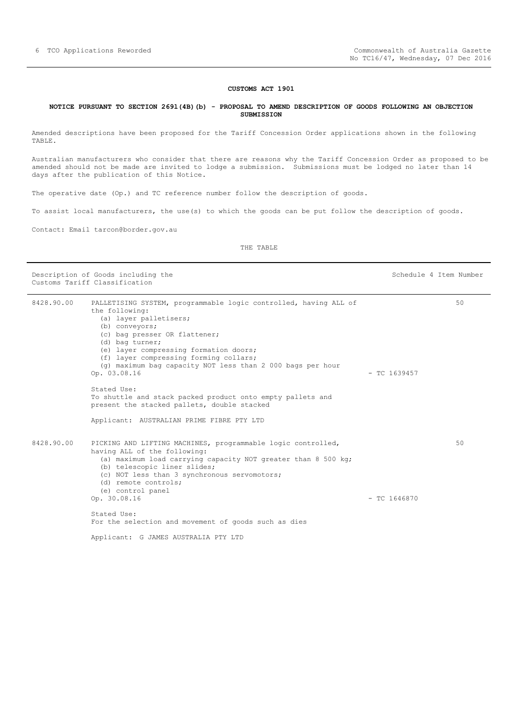**CUSTOMS ACT 1901**

**NOTICE PURSUANT TO SECTION 269l(4B)(b) - PROPOSAL TO AMEND DESCRIPTION OF GOODS FOLLOWING AN OBJECTION SUBMISSION**

Amended descriptions have been proposed for the Tariff Concession Order applications shown in the following TABLE.

Australian manufacturers who consider that there are reasons why the Tariff Concession Order as proposed to be amended should not be made are invited to lodge a submission. Submissions must be lodged no later than 14 days after the publication of this Notice.

The operative date (Op.) and TC reference number follow the description of goods.

To assist local manufacturers, the use(s) to which the goods can be put follow the description of goods.

Contact: Email tarcon@border.gov.au

THE TABLE

| Description of Goods including the Customs Tariff Classification | | | Schedule 4 Item Number |
|---|---|---|---|
| 8428.90.00 | PALLETISING SYSTEM, programmable logic controlled, having ALL of the following:<br>(a) layer palletisers;<br>(b) conveyors;<br>(c) bag presser OR flattener;<br>(d) bag turner;<br>(e) layer compressing formation doors;<br>(f) layer compressing forming collars;<br>(g) maximum bag capacity NOT less than 2 000 bags per hour<br>Op. 03.08.16<br><br>Stated Use:<br>To shuttle and stack packed product onto empty pallets and present the stacked pallets, double stacked<br><br>Applicant: AUSTRALIAN PRIME FIBRE PTY LTD | - TC 1639457 | 50 |
| 8428.90.00 | PICKING AND LIFTING MACHINES, programmable logic controlled, having ALL of the following:<br>(a) maximum load carrying capacity NOT greater than 8 500 kg;<br>(b) telescopic liner slides;<br>(c) NOT less than 3 synchronous servomotors;<br>(d) remote controls;<br>(e) control panel<br>Op. 30.08.16<br><br>Stated Use:<br>For the selection and movement of goods such as dies<br><br>Applicant: G JAMES AUSTRALIA PTY LTD | - TC 1646870 | 50 |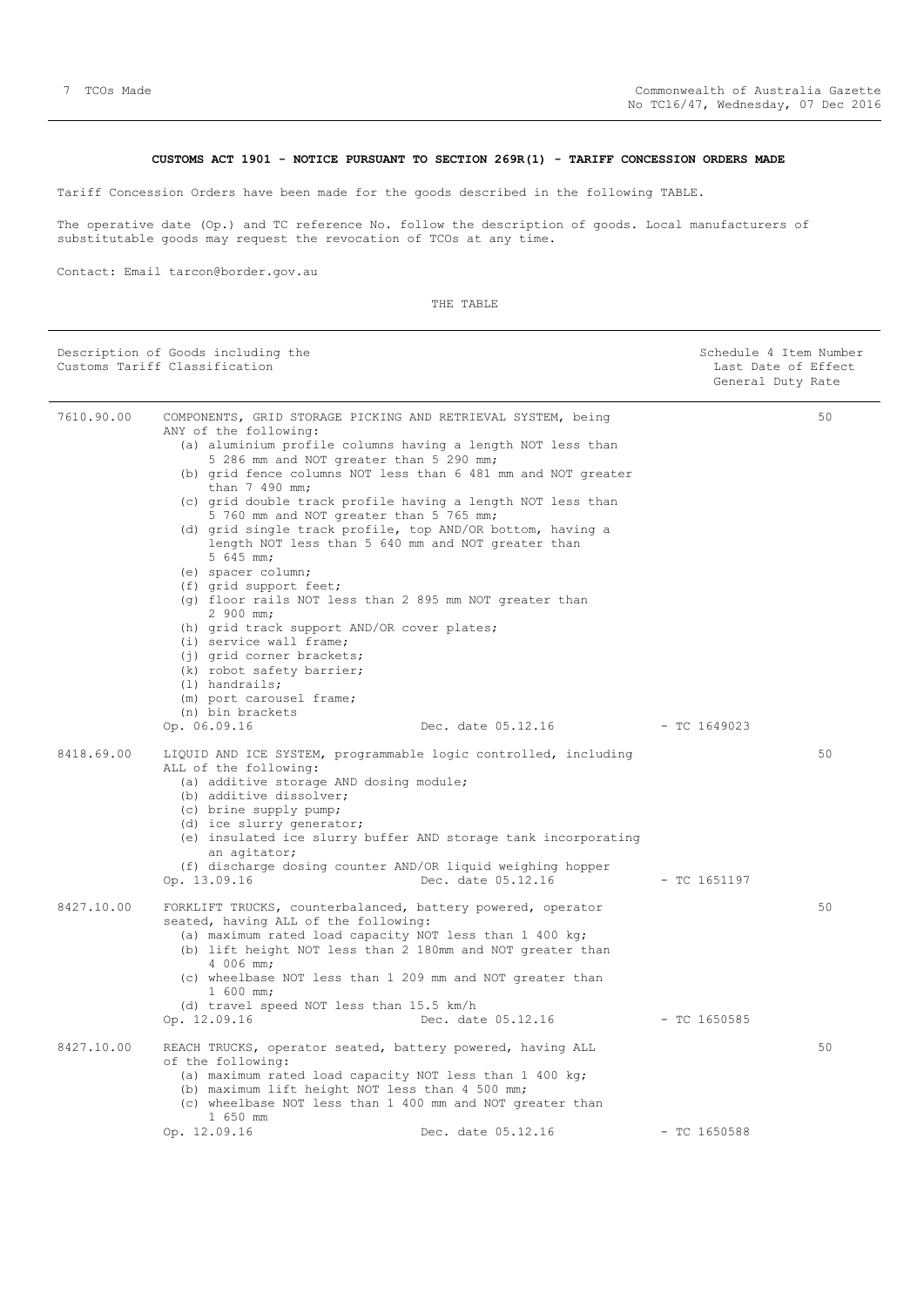**CUSTOMS ACT 1901 - NOTICE PURSUANT TO SECTION 269R(1) - TARIFF CONCESSION ORDERS MADE**

Tariff Concession Orders have been made for the goods described in the following TABLE.

The operative date (Op.) and TC reference No. follow the description of goods. Local manufacturers of substitutable goods may request the revocation of TCOs at any time.

Contact: Email tarcon@border.gov.au

THE TABLE

| Description of Goods including the Customs Tariff Classification | | Schedule 4 Item Number Last Date of Effect General Duty Rate |
|---|---|---|
| 7610.90.00 | COMPONENTS, GRID STORAGE PICKING AND RETRIEVAL SYSTEM, being ANY of the following:<br>(a) aluminium profile columns having a length NOT less than 5 286 mm and NOT greater than 5 290 mm;<br>(b) grid fence columns NOT less than 6 481 mm and NOT greater than 7 490 mm;<br>(c) grid double track profile having a length NOT less than 5 760 mm and NOT greater than 5 765 mm;<br>(d) grid single track profile, top AND/OR bottom, having a length NOT less than 5 640 mm and NOT greater than 5 645 mm;<br>(e) spacer column;<br>(f) grid support feet;<br>(g) floor rails NOT less than 2 895 mm NOT greater than 2 900 mm;<br>(h) grid track support AND/OR cover plates;<br>(i) service wall frame;<br>(j) grid corner brackets;<br>(k) robot safety barrier;<br>(l) handrails;<br>(m) port carousel frame;<br>(n) bin brackets<br>Op. 06.09.16 Dec. date 05.12.16 - TC 1649023 | 50 |
| 8418.69.00 | LIQUID AND ICE SYSTEM, programmable logic controlled, including ALL of the following:<br>(a) additive storage AND dosing module;<br>(b) additive dissolver;<br>(c) brine supply pump;<br>(d) ice slurry generator;<br>(e) insulated ice slurry buffer AND storage tank incorporating an agitator;<br>(f) discharge dosing counter AND/OR liquid weighing hopper<br>Op. 13.09.16 Dec. date 05.12.16 - TC 1651197 | 50 |
| 8427.10.00 | FORKLIFT TRUCKS, counterbalanced, battery powered, operator seated, having ALL of the following:<br>(a) maximum rated load capacity NOT less than 1 400 kg;<br>(b) lift height NOT less than 2 180mm and NOT greater than 4 006 mm;<br>(c) wheelbase NOT less than 1 209 mm and NOT greater than 1 600 mm;<br>(d) travel speed NOT less than 15.5 km/h<br>Op. 12.09.16 Dec. date 05.12.16 - TC 1650585 | 50 |
| 8427.10.00 | REACH TRUCKS, operator seated, battery powered, having ALL of the following:<br>(a) maximum rated load capacity NOT less than 1 400 kg;<br>(b) maximum lift height NOT less than 4 500 mm;<br>(c) wheelbase NOT less than 1 400 mm and NOT greater than 1 650 mm<br>Op. 12.09.16 Dec. date 05.12.16 - TC 1650588 | 50 |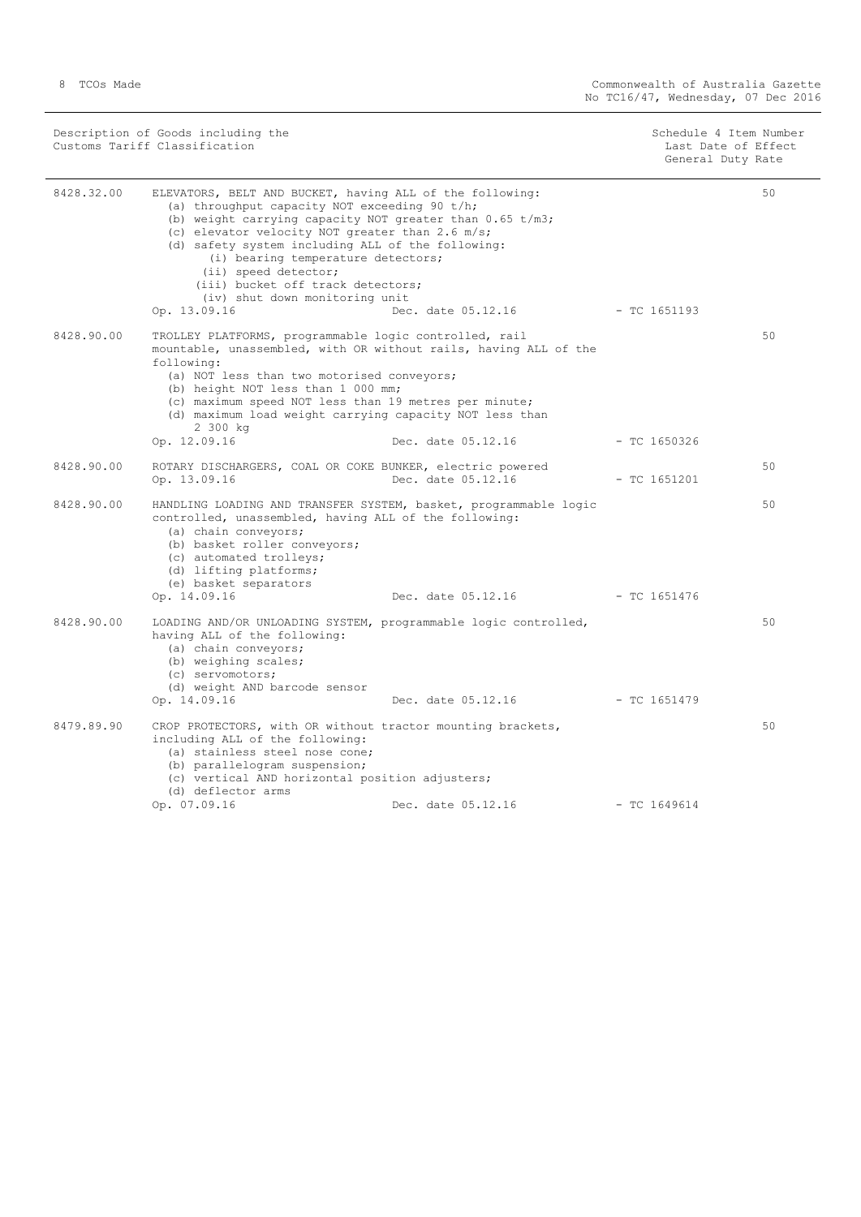| Description of Goods including the Customs Tariff Classification | | Schedule 4 Item Number Last Date of Effect General Duty Rate |
|---|---|---|
| 8428.32.00 | ELEVATORS, BELT AND BUCKET, having ALL of the following:<br>(a) throughput capacity NOT exceeding 90 t/h;<br>(b) weight carrying capacity NOT greater than 0.65 t/m3;<br>(c) elevator velocity NOT greater than 2.6 m/s;<br>(d) safety system including ALL of the following:<br>(i) bearing temperature detectors;<br>(ii) speed detector;<br>(iii) bucket off track detectors;<br>(iv) shut down monitoring unit<br>Op. 13.09.16 Dec. date 05.12.16 - TC 1651193 | 50 |
| 8428.90.00 | TROLLEY PLATFORMS, programmable logic controlled, rail mountable, unassembled, with OR without rails, having ALL of the following:<br>(a) NOT less than two motorised conveyors;<br>(b) height NOT less than 1 000 mm;<br>(c) maximum speed NOT less than 19 metres per minute;<br>(d) maximum load weight carrying capacity NOT less than 2 300 kg<br>Op. 12.09.16 Dec. date 05.12.16 - TC 1650326 | 50 |
| 8428.90.00 | ROTARY DISCHARGERS, COAL OR COKE BUNKER, electric powered<br>Op. 13.09.16 Dec. date 05.12.16 - TC 1651201 | 50 |
| 8428.90.00 | HANDLING LOADING AND TRANSFER SYSTEM, basket, programmable logic controlled, unassembled, having ALL of the following:<br>(a) chain conveyors;<br>(b) basket roller conveyors;<br>(c) automated trolleys;<br>(d) lifting platforms;<br>(e) basket separators<br>Op. 14.09.16 Dec. date 05.12.16 - TC 1651476 | 50 |
| 8428.90.00 | LOADING AND/OR UNLOADING SYSTEM, programmable logic controlled, having ALL of the following:<br>(a) chain conveyors;<br>(b) weighing scales;<br>(c) servomotors;<br>(d) weight AND barcode sensor<br>Op. 14.09.16 Dec. date 05.12.16 - TC 1651479 | 50 |
| 8479.89.90 | CROP PROTECTORS, with OR without tractor mounting brackets, including ALL of the following:<br>(a) stainless steel nose cone;<br>(b) parallelogram suspension;<br>(c) vertical AND horizontal position adjusters;<br>(d) deflector arms<br>Op. 07.09.16 Dec. date 05.12.16 - TC 1649614 | 50 |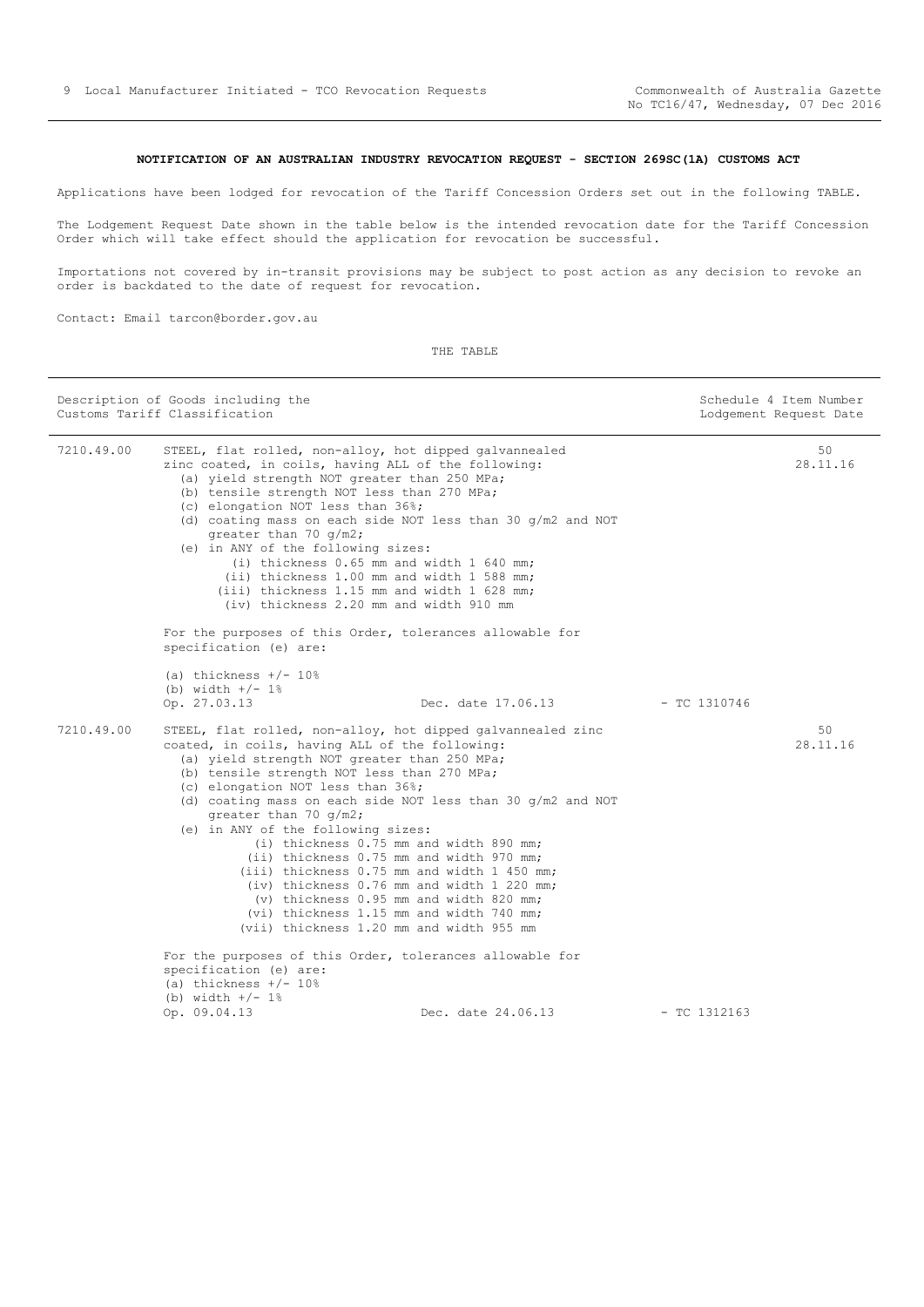## NOTIFICATION OF AN AUSTRALIAN INDUSTRY REVOCATION REQUEST - SECTION 269SC(1A) CUSTOMS ACT

Applications have been lodged for revocation of the Tariff Concession Orders set out in the following TABLE.

The Lodgement Request Date shown in the table below is the intended revocation date for the Tariff Concession Order which will take effect should the application for revocation be successful.

Importations not covered by in-transit provisions may be subject to post action as any decision to revoke an order is backdated to the date of request for revocation.

Contact: Email tarcon@border.gov.au

THE TABLE

| Description of Goods including the Customs Tariff Classification | | Schedule 4 Item Number Lodgement Request Date |
|---|---|---|
| 7210.49.00 | STEEL, flat rolled, non-alloy, hot dipped galvannealed zinc coated, in coils, having ALL of the following:<br>(a) yield strength NOT greater than 250 MPa;<br>(b) tensile strength NOT less than 270 MPa;<br>(c) elongation NOT less than 36%;<br>(d) coating mass on each side NOT less than 30 g/m2 and NOT greater than 70 g/m2;<br>(e) in ANY of the following sizes:<br>(i) thickness 0.65 mm and width 1 640 mm;<br>(ii) thickness 1.00 mm and width 1 588 mm;<br>(iii) thickness 1.15 mm and width 1 628 mm;<br>(iv) thickness 2.20 mm and width 910 mm<br><br>For the purposes of this Order, tolerances allowable for specification (e) are:<br><br>(a) thickness +/- 10%<br>(b) width +/- 1%<br>Op. 27.03.13 Dec. date 17.06.13 - TC 1310746 | 50<br>28.11.16 |
| 7210.49.00 | STEEL, flat rolled, non-alloy, hot dipped galvannealed zinc coated, in coils, having ALL of the following:<br>(a) yield strength NOT greater than 250 MPa;<br>(b) tensile strength NOT less than 270 MPa;<br>(c) elongation NOT less than 36%;<br>(d) coating mass on each side NOT less than 30 g/m2 and NOT greater than 70 g/m2;<br>(e) in ANY of the following sizes:<br>(i) thickness 0.75 mm and width 890 mm;<br>(ii) thickness 0.75 mm and width 970 mm;<br>(iii) thickness 0.75 mm and width 1 450 mm;<br>(iv) thickness 0.76 mm and width 1 220 mm;<br>(v) thickness 0.95 mm and width 820 mm;<br>(vi) thickness 1.15 mm and width 740 mm;<br>(vii) thickness 1.20 mm and width 955 mm<br><br>For the purposes of this Order, tolerances allowable for specification (e) are:<br>(a) thickness +/- 10%<br>(b) width +/- 1%<br>Op. 09.04.13 Dec. date 24.06.13 - TC 1312163 | 50<br>28.11.16 |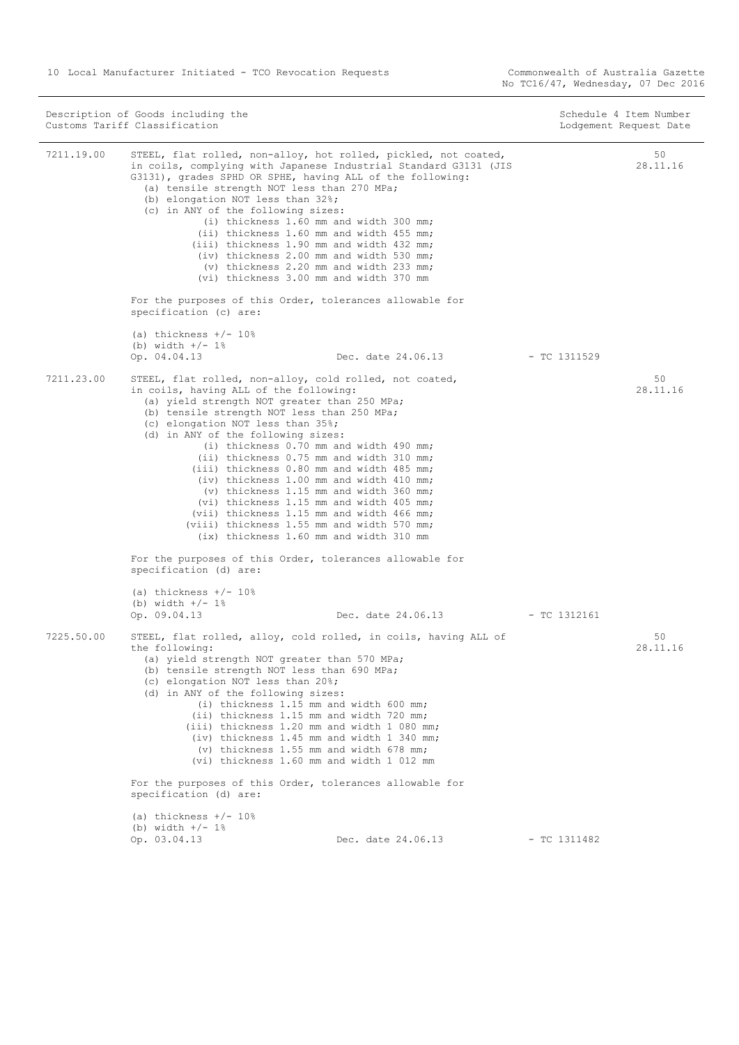| Description of Goods including the Customs Tariff Classification | | Schedule 4 Item Number Lodgement Request Date |
|---|---|---|

**7211.19.00**

STEEL, flat rolled, non-alloy, hot rolled, pickled, not coated, in coils, complying with Japanese Industrial Standard G3131 (JIS G3131), grades SPHD OR SPHE, having ALL of the following:

- (a) tensile strength NOT less than 270 MPa;
- (b) elongation NOT less than 32%;
- (c) in ANY of the following sizes:
  - (i) thickness 1.60 mm and width 300 mm;
  - (ii) thickness 1.60 mm and width 455 mm;
  - (iii) thickness 1.90 mm and width 432 mm;
  - (iv) thickness 2.00 mm and width 530 mm;
  - (v) thickness 2.20 mm and width 233 mm;
  - (vi) thickness 3.00 mm and width 370 mm

For the purposes of this Order, tolerances allowable for specification (c) are:

(a) thickness +/- 10%
(b) width +/- 1%

Op. 04.04.13 Dec. date 24.06.13 - TC 1311529

50
28.11.16

**7211.23.00**

STEEL, flat rolled, non-alloy, cold rolled, not coated, in coils, having ALL of the following:

- (a) yield strength NOT greater than 250 MPa;
- (b) tensile strength NOT less than 250 MPa;
- (c) elongation NOT less than 35%;
- (d) in ANY of the following sizes:
  - (i) thickness 0.70 mm and width 490 mm;
  - (ii) thickness 0.75 mm and width 310 mm;
  - (iii) thickness 0.80 mm and width 485 mm;
  - (iv) thickness 1.00 mm and width 410 mm;
  - (v) thickness 1.15 mm and width 360 mm;
  - (vi) thickness 1.15 mm and width 405 mm;
  - (vii) thickness 1.15 mm and width 466 mm;
  - (viii) thickness 1.55 mm and width 570 mm;
  - (ix) thickness 1.60 mm and width 310 mm

For the purposes of this Order, tolerances allowable for specification (d) are:

(a) thickness +/- 10%
(b) width +/- 1%

Op. 09.04.13 Dec. date 24.06.13 - TC 1312161

50
28.11.16

**7225.50.00**

STEEL, flat rolled, alloy, cold rolled, in coils, having ALL of the following:

- (a) yield strength NOT greater than 570 MPa;
- (b) tensile strength NOT less than 690 MPa;
- (c) elongation NOT less than 20%;
- (d) in ANY of the following sizes:
  - (i) thickness 1.15 mm and width 600 mm;
  - (ii) thickness 1.15 mm and width 720 mm;
  - (iii) thickness 1.20 mm and width 1 080 mm;
  - (iv) thickness 1.45 mm and width 1 340 mm;
  - (v) thickness 1.55 mm and width 678 mm;
  - (vi) thickness 1.60 mm and width 1 012 mm

For the purposes of this Order, tolerances allowable for specification (d) are:

(a) thickness +/- 10%
(b) width +/- 1%

Op. 03.04.13 Dec. date 24.06.13 - TC 1311482

50
28.11.16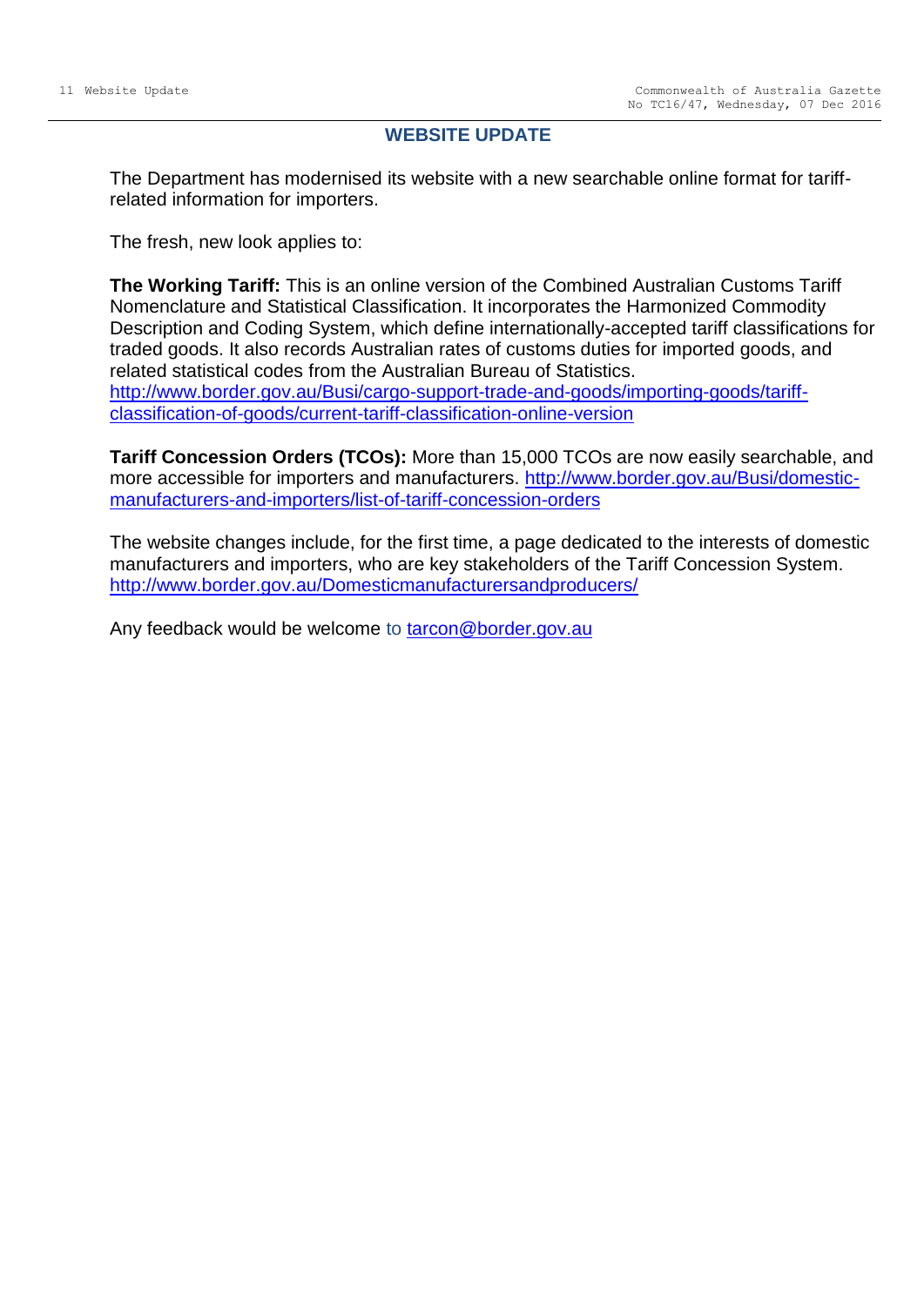## WEBSITE UPDATE

The Department has modernised its website with a new searchable online format for tariff-related information for importers.

The fresh, new look applies to:

**The Working Tariff:** This is an online version of the Combined Australian Customs Tariff Nomenclature and Statistical Classification. It incorporates the Harmonized Commodity Description and Coding System, which define internationally-accepted tariff classifications for traded goods. It also records Australian rates of customs duties for imported goods, and related statistical codes from the Australian Bureau of Statistics.
http://www.border.gov.au/Busi/cargo-support-trade-and-goods/importing-goods/tariff-classification-of-goods/current-tariff-classification-online-version

**Tariff Concession Orders (TCOs):** More than 15,000 TCOs are now easily searchable, and more accessible for importers and manufacturers. http://www.border.gov.au/Busi/domestic-manufacturers-and-importers/list-of-tariff-concession-orders

The website changes include, for the first time, a page dedicated to the interests of domestic manufacturers and importers, who are key stakeholders of the Tariff Concession System.
http://www.border.gov.au/Domesticmanufacturersandproducers/

Any feedback would be welcome to tarcon@border.gov.au